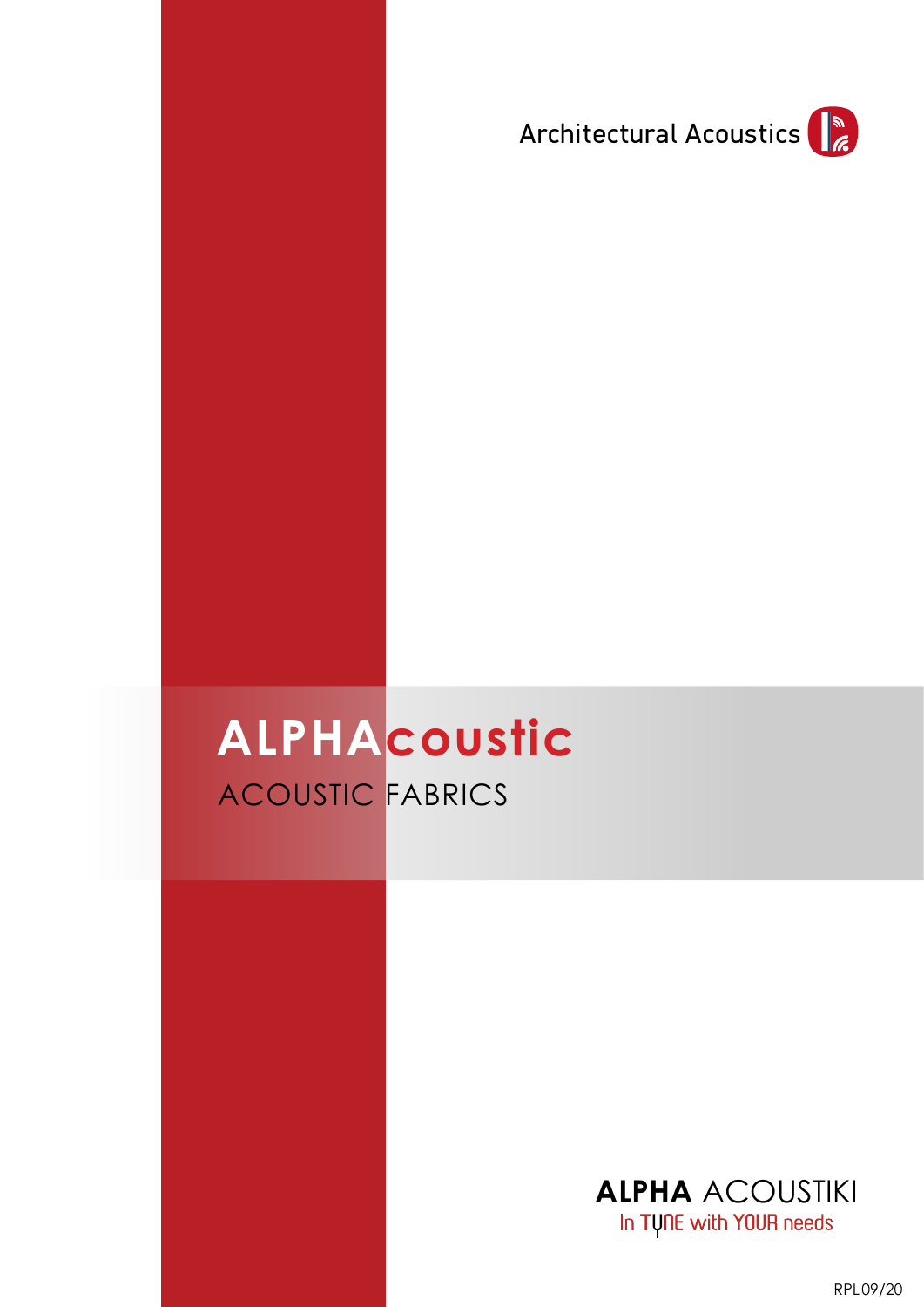Architectural Acoustics

# ALPHAcoustic

## ACOUSTIC FABRICS

**ALPHA** ACOUSTIKI

In TUNE with YOUR needs

RPL09/20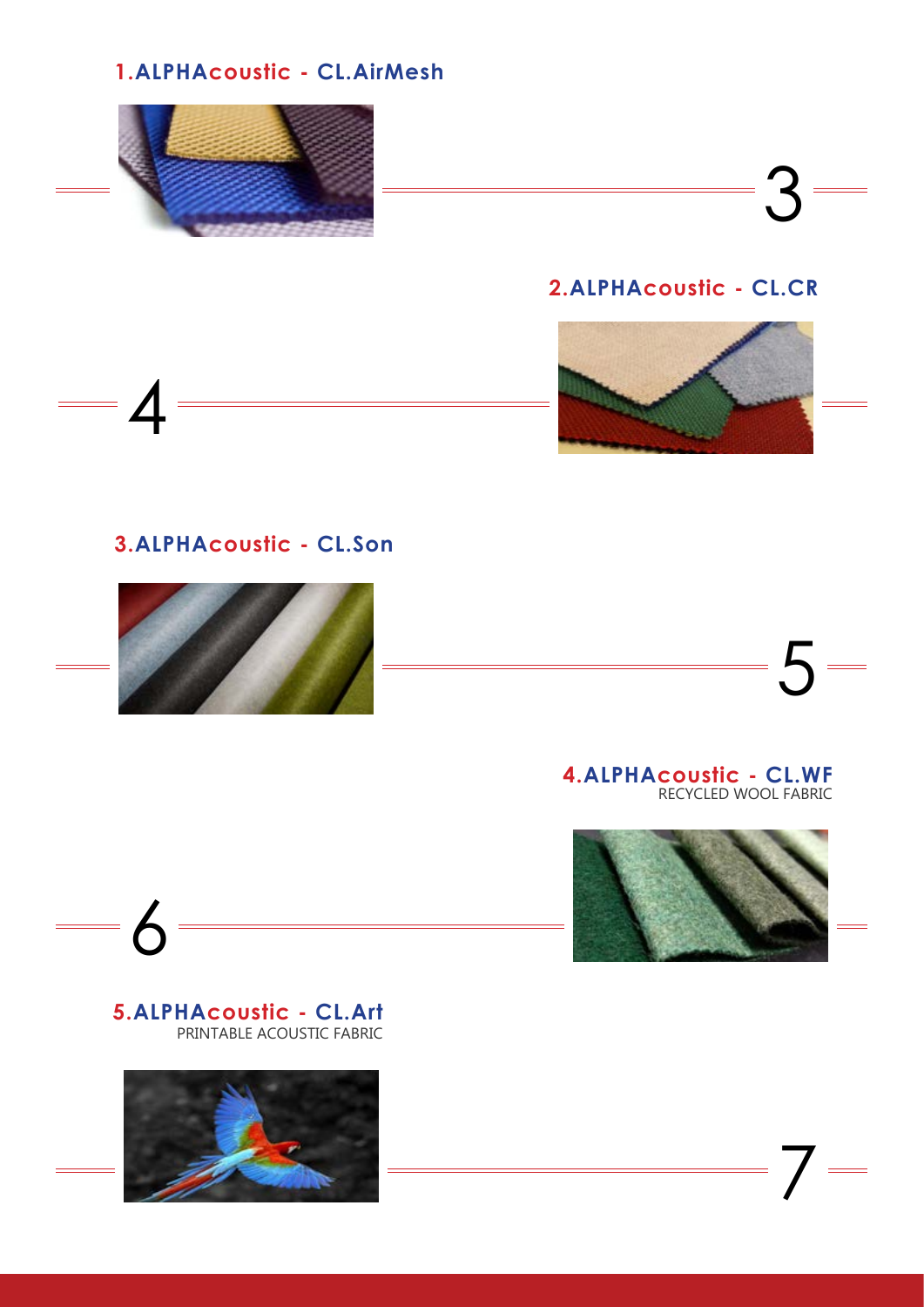## 1.ALPHAcoustic - CL.AirMesh

3

## 2.ALPHAcoustic - CL.CR

4

## 3.ALPHAcoustic - CL.Son

5

## 4.ALPHAcoustic - CL.WF

RECYCLED WOOL FABRIC

6

## 5.ALPHAcoustic - CL.Art

PRINTABLE ACOUSTIC FABRIC

7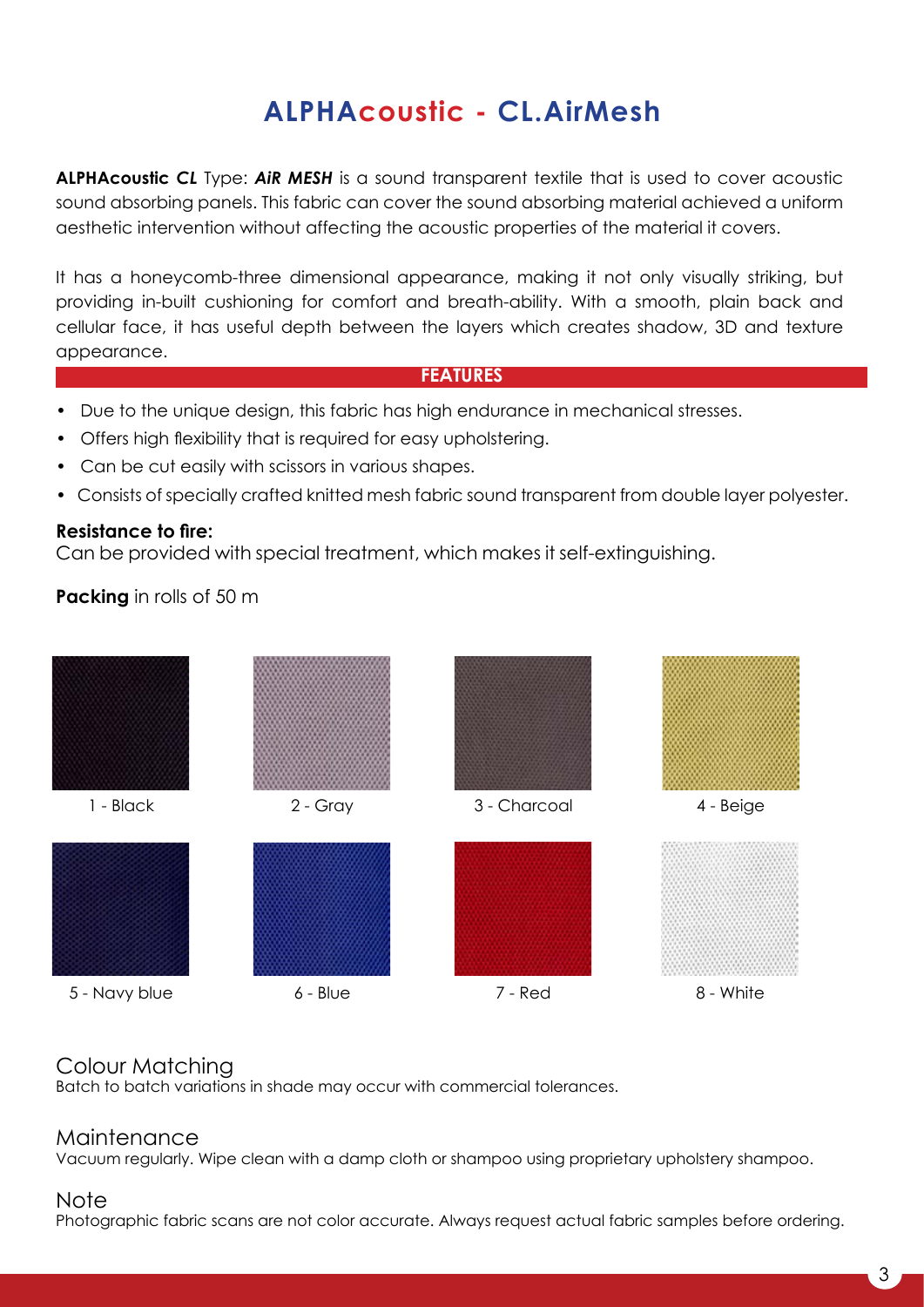# ALPHAcoustic - CL.AirMesh

**ALPHAcoustic *CL*** Type: ***AiR MESH*** is a sound transparent textile that is used to cover acoustic sound absorbing panels. This fabric can cover the sound absorbing material achieved a uniform aesthetic intervention without affecting the acoustic properties of the material it covers.

It has a honeycomb-three dimensional appearance, making it not only visually striking, but providing in-built cushioning for comfort and breath-ability. With a smooth, plain back and cellular face, it has useful depth between the layers which creates shadow, 3D and texture appearance.

## FEATURES

- Due to the unique design, this fabric has high endurance in mechanical stresses.
- Offers high flexibility that is required for easy upholstering.
- Can be cut easily with scissors in various shapes.
- Consists of specially crafted knitted mesh fabric sound transparent from double layer polyester.

**Resistance to fire:**
Can be provided with special treatment, which makes it self-extinguishing.

**Packing** in rolls of 50 m

1 - Black

2 - Gray

3 - Charcoal

4 - Beige

5 - Navy blue

6 - Blue

7 - Red

8 - White

## Colour Matching

Batch to batch variations in shade may occur with commercial tolerances.

## Maintenance

Vacuum regularly. Wipe clean with a damp cloth or shampoo using proprietary upholstery shampoo.

## Note

Photographic fabric scans are not color accurate. Always request actual fabric samples before ordering.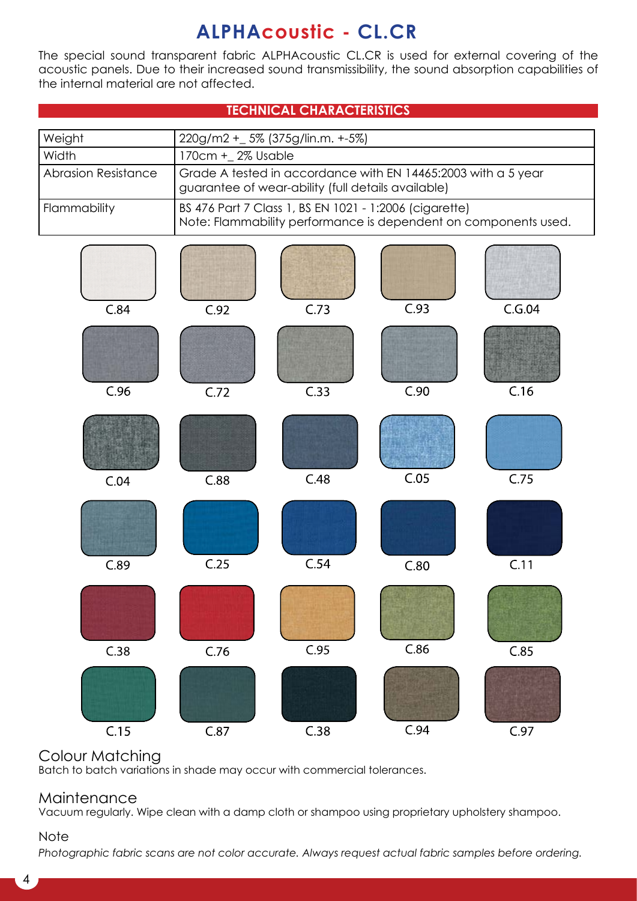# ALPHAcoustic - CL.CR

The special sound transparent fabric ALPHAcoustic CL.CR is used for external covering of the acoustic panels. Due to their increased sound transmissibility, the sound absorption capabilities of the internal material are not affected.

## TECHNICAL CHARACTERISTICS

| | |
|---|---|
| Weight | 220g/m2 +_ 5% (375g/lin.m. +-5%) |
| Width | 170cm +_ 2% Usable |
| Abrasion Resistance | Grade A tested in accordance with EN 14465:2003 with a 5 year guarantee of wear-ability (full details available) |
| Flammability | BS 476 Part 7 Class 1, BS EN 1021 - 1:2006 (cigarette)<br>Note: Flammability performance is dependent on components used. |

C.84 C.92 C.73 C.93 C.G.04

C.96 C.72 C.33 C.90 C.16

C.04 C.88 C.48 C.05 C.75

C.89 C.25 C.54 C.80 C.11

C.38 C.76 C.95 C.86 C.85

C.15 C.87 C.38 C.94 C.97

## Colour Matching

Batch to batch variations in shade may occur with commercial tolerances.

## Maintenance

Vacuum regularly. Wipe clean with a damp cloth or shampoo using proprietary upholstery shampoo.

### Note

*Photographic fabric scans are not color accurate. Always request actual fabric samples before ordering.*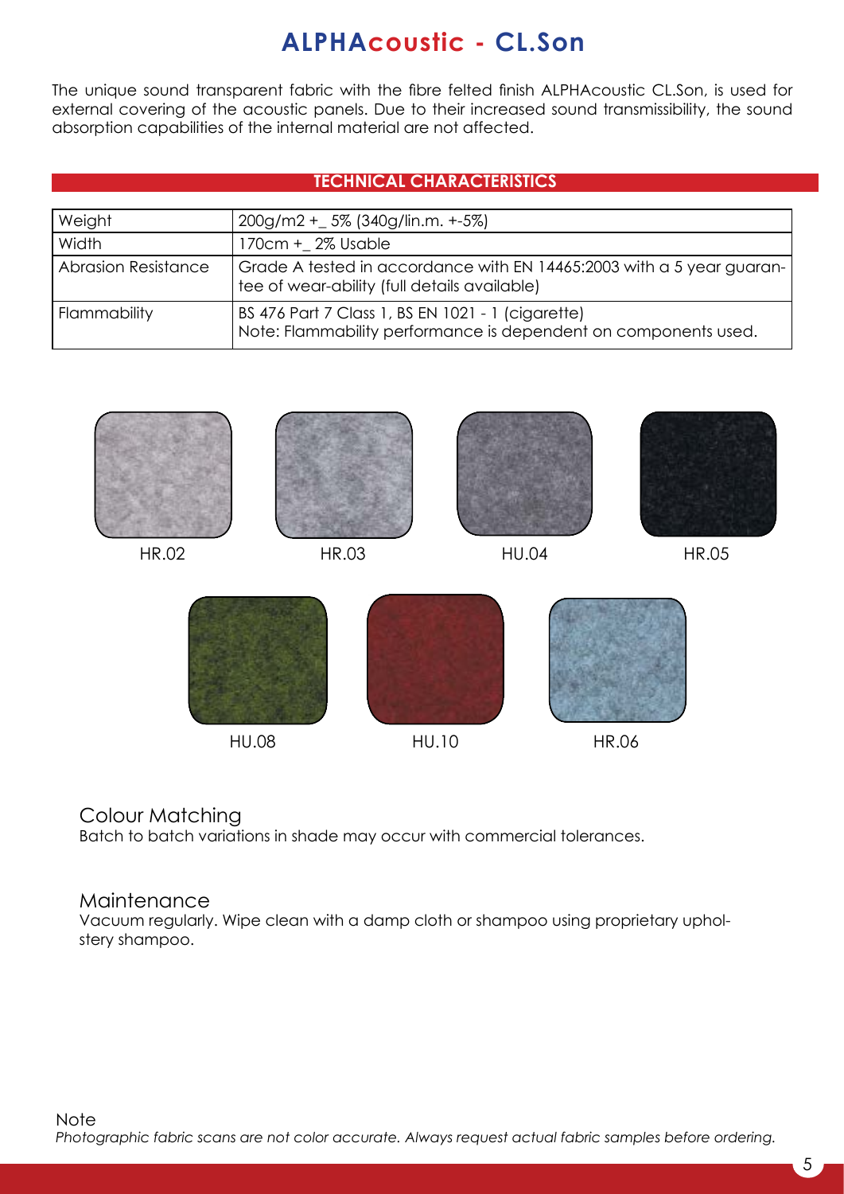# ALPHAcoustic - CL.Son

The unique sound transparent fabric with the fibre felted finish ALPHAcoustic CL.Son, is used for external covering of the acoustic panels. Due to their increased sound transmissibility, the sound absorption capabilities of the internal material are not affected.

## TECHNICAL CHARACTERISTICS

| | |
|---|---|
| Weight | 200g/m2 +_ 5% (340g/lin.m. +-5%) |
| Width | 170cm +_ 2% Usable |
| Abrasion Resistance | Grade A tested in accordance with EN 14465:2003 with a 5 year guarantee of wear-ability (full details available) |
| Flammability | BS 476 Part 7 Class 1, BS EN 1021 - 1 (cigarette)<br>Note: Flammability performance is dependent on components used. |

HR.02 HR.03 HU.04 HR.05

HU.08 HU.10 HR.06

## Colour Matching

Batch to batch variations in shade may occur with commercial tolerances.

## Maintenance

Vacuum regularly. Wipe clean with a damp cloth or shampoo using proprietary upholstery shampoo.

Note

*Photographic fabric scans are not color accurate. Always request actual fabric samples before ordering.*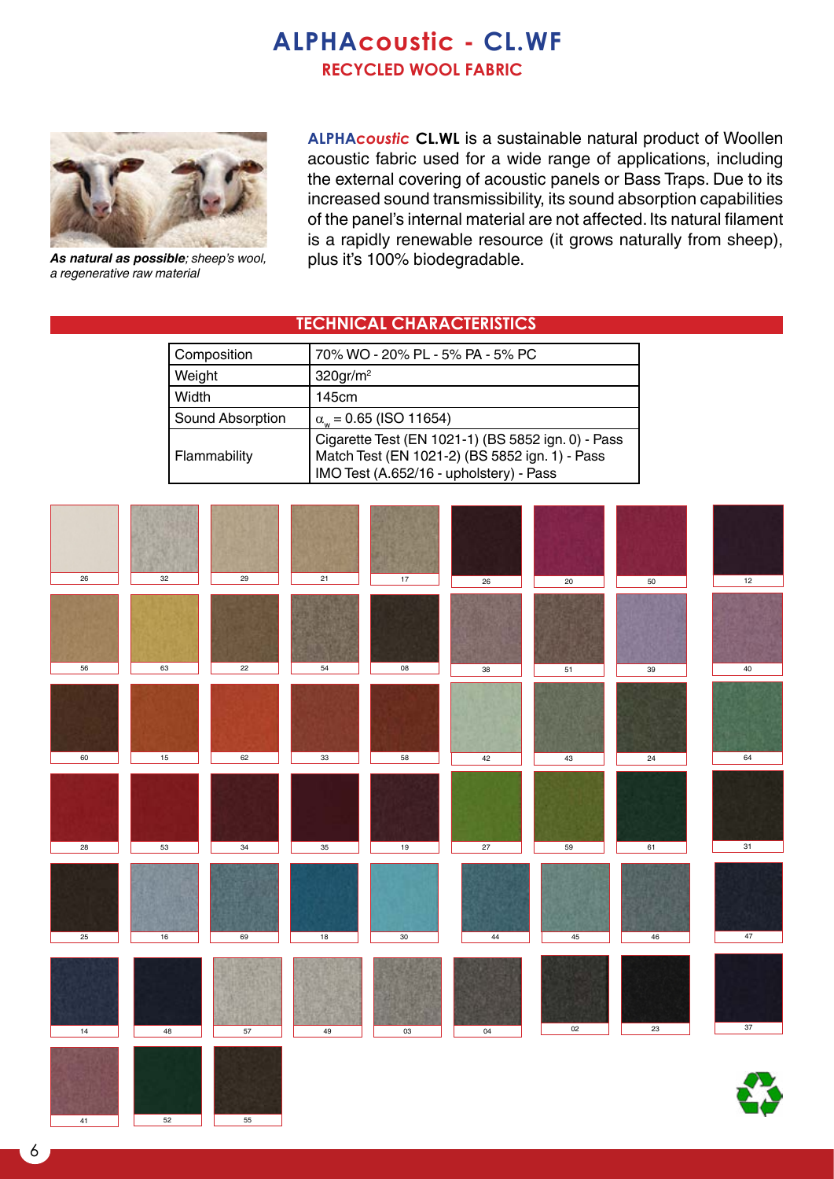# ALPHAcoustic - CL.WF

## RECYCLED WOOL FABRIC

***As natural as possible****; sheep's wool, a regenerative raw material*

**ALPHA*coustic*** **CL.WL** is a sustainable natural product of Woollen acoustic fabric used for a wide range of applications, including the external covering of acoustic panels or Bass Traps. Due to its increased sound transmissibility, its sound absorption capabilities of the panel's internal material are not affected. Its natural filament is a rapidly renewable resource (it grows naturally from sheep), plus it's 100% biodegradable.

## TECHNICAL CHARACTERISTICS

| | |
|---|---|
| Composition | 70% WO - 20% PL - 5% PA - 5% PC |
| Weight | 320gr/m² |
| Width | 145cm |
| Sound Absorption | $\alpha_w$ = 0.65 (ISO 11654) |
| Flammability | Cigarette Test (EN 1021-1) (BS 5852 ign. 0) - Pass<br>Match Test (EN 1021-2) (BS 5852 ign. 1) - Pass<br>IMO Test (A.652/16 - upholstery) - Pass |

26 32 29 21 17 26 20 50 12

56 63 22 54 08 38 51 39 40

60 15 62 33 58 42 43 24 64

28 53 34 35 19 27 59 61 31

25 16 69 18 30 44 45 46 47

14 48 57 49 03 04 02 23 37

41 52 55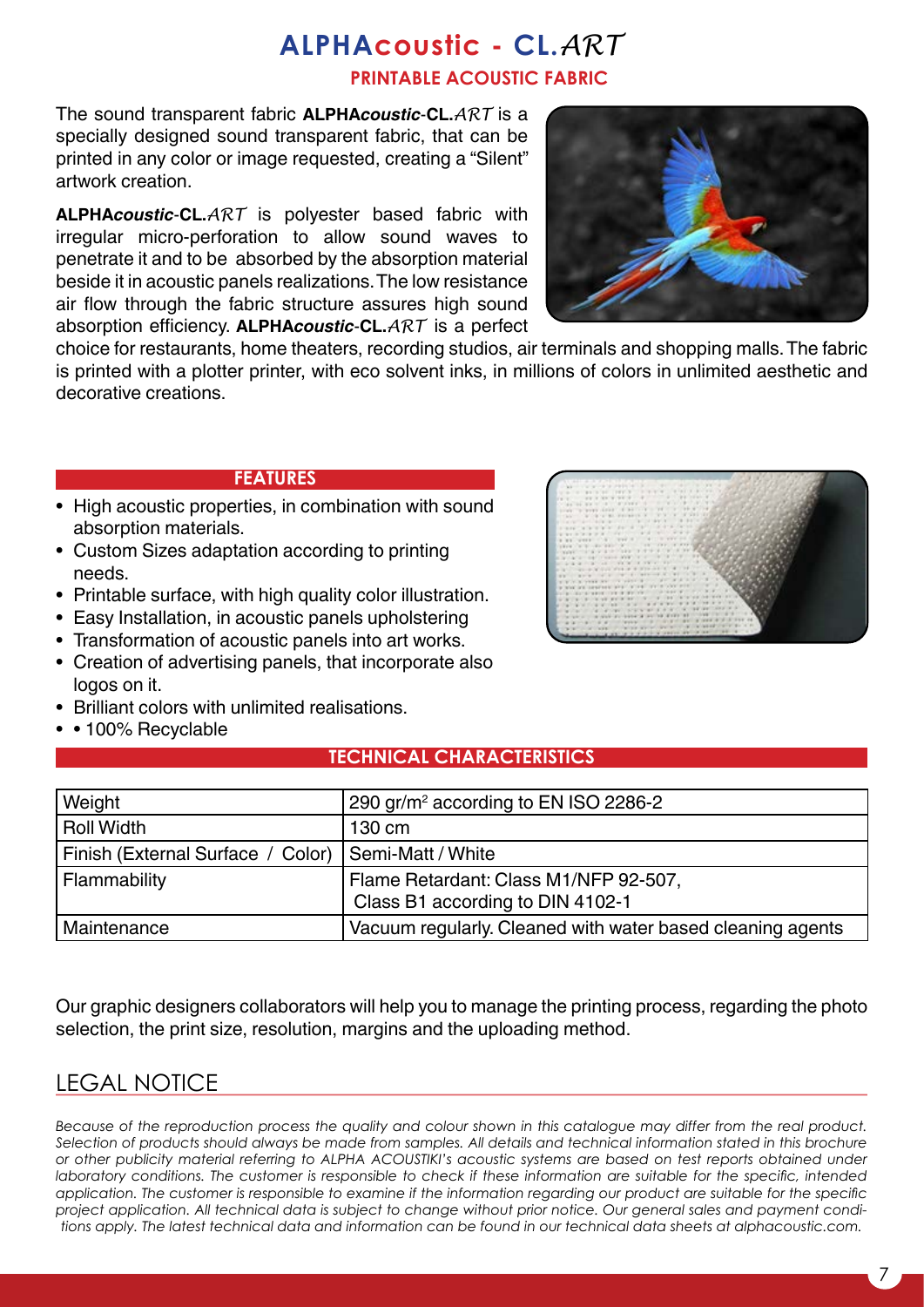# ALPHAcoustic - CL.ART

## PRINTABLE ACOUSTIC FABRIC

The sound transparent fabric **ALPHA*coustic*-CL.**ART is a specially designed sound transparent fabric, that can be printed in any color or image requested, creating a "Silent" artwork creation.

**ALPHA*coustic*-CL.**ART is polyester based fabric with irregular micro-perforation to allow sound waves to penetrate it and to be absorbed by the absorption material beside it in acoustic panels realizations. The low resistance air flow through the fabric structure assures high sound absorption efficiency. **ALPHA*coustic*-CL.**ART is a perfect choice for restaurants, home theaters, recording studios, air terminals and shopping malls. The fabric is printed with a plotter printer, with eco solvent inks, in millions of colors in unlimited aesthetic and decorative creations.

### FEATURES

- High acoustic properties, in combination with sound absorption materials.
- Custom Sizes adaptation according to printing needs.
- Printable surface, with high quality color illustration.
- Easy Installation, in acoustic panels upholstering
- Transformation of acoustic panels into art works.
- Creation of advertising panels, that incorporate also logos on it.
- Brilliant colors with unlimited realisations.
- • 100% Recyclable

### TECHNICAL CHARACTERISTICS

| | |
|---|---|
| Weight | 290 gr/m$^2$ according to EN ISO 2286-2 |
| Roll Width | 130 cm |
| Finish (External Surface / Color) | Semi-Matt / White |
| Flammability | Flame Retardant: Class M1/NFP 92-507, Class B1 according to DIN 4102-1 |
| Maintenance | Vacuum regularly. Cleaned with water based cleaning agents |

Our graphic designers collaborators will help you to manage the printing process, regarding the photo selection, the print size, resolution, margins and the uploading method.

## LEGAL NOTICE

*Because of the reproduction process the quality and colour shown in this catalogue may differ from the real product. Selection of products should always be made from samples. All details and technical information stated in this brochure or other publicity material referring to ALPHA ACOUSTIKI's acoustic systems are based on test reports obtained under laboratory conditions. The customer is responsible to check if these information are suitable for the specific, intended application. The customer is responsible to examine if the information regarding our product are suitable for the specific project application. All technical data is subject to change without prior notice. Our general sales and payment conditions apply. The latest technical data and information can be found in our technical data sheets at alphacoustic.com.*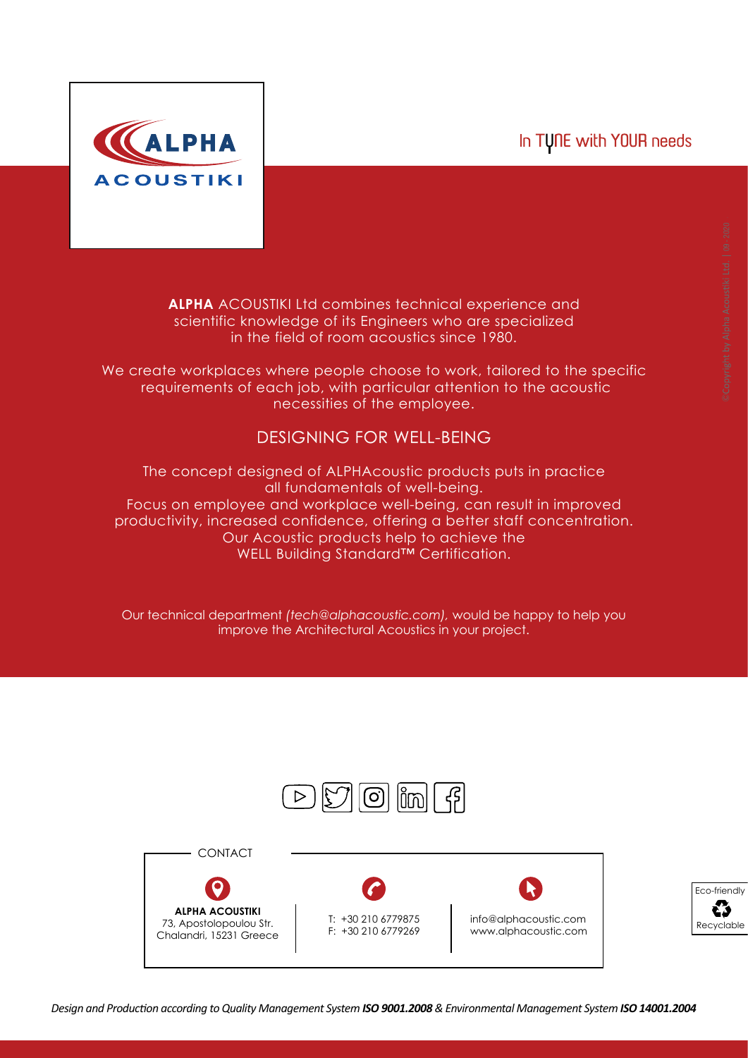ALPHA ACOUSTIKI

In TUNE with YOUR needs

**ALPHA** ACOUSTIKI Ltd combines technical experience and scientific knowledge of its Engineers who are specialized in the field of room acoustics since 1980.

We create workplaces where people choose to work, tailored to the specific requirements of each job, with particular attention to the acoustic necessities of the employee.

## DESIGNING FOR WELL-BEING

The concept designed of ALPHAcoustic products puts in practice all fundamentals of well-being.
Focus on employee and workplace well-being, can result in improved productivity, increased confidence, offering a better staff concentration.
Our Acoustic products help to achieve the WELL Building Standard™ Certification.

Our technical department *(tech@alphacoustic.com)*, would be happy to help you improve the Architectural Acoustics in your project.

©Copyright by Alpha Acoustiki Ltd. | 08- 2020

CONTACT

**ALPHA ACOUSTIKI**
73, Apostolopoulou Str.
Chalandri, 15231 Greece

T: +30 210 6779875
F: +30 210 6779269

info@alphacoustic.com
www.alphacoustic.com

Eco-friendly
Recyclable

*Design and Production according to Quality Management System* ***ISO 9001.2008*** *& Environmental Management System* ***ISO 14001.2004***